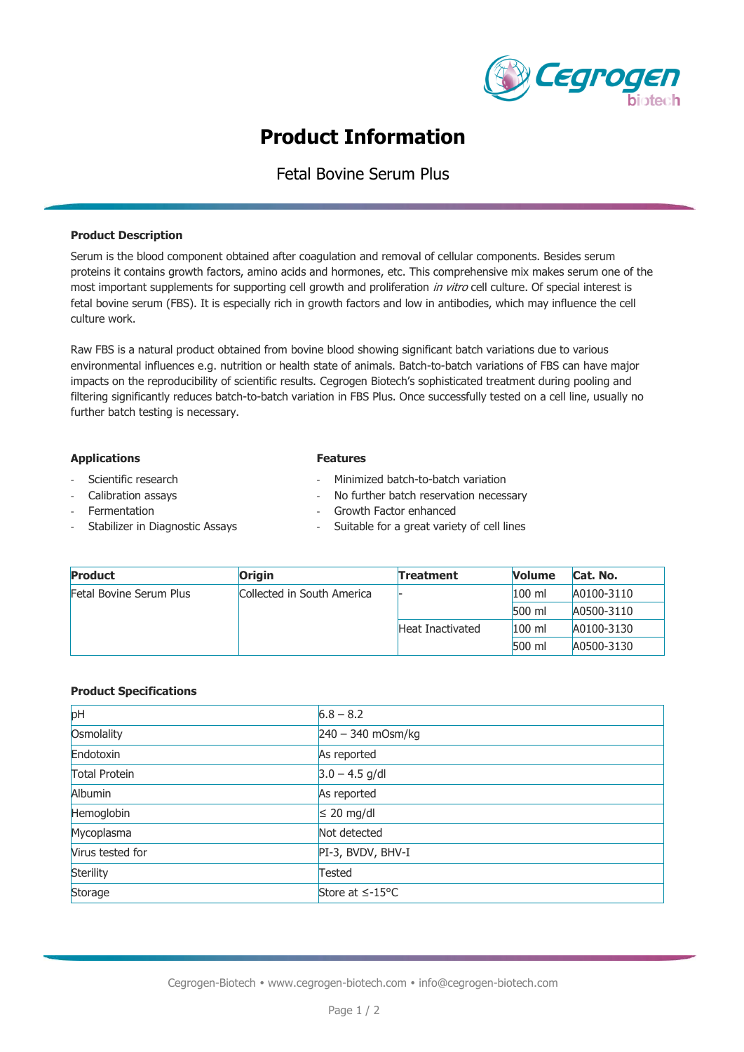# Product Information

## Fetal Bovine Serum Plus

**Product Description**

Serum is the blood component obtained after coagulation and removal of cellular components. Besides serum proteins it contains growth factors, amino acids and hormones, etc. This comprehensive mix makes serum one of the most important supplements for supporting cell growth and proliferation *in vitro* cell culture. Of special interest is fetal bovine serum (FBS). It is especially rich in growth factors and low in antibodies, which may influence the cell culture work.

Raw FBS is a natural product obtained from bovine blood showing significant batch variations due to various environmental influences e.g. nutrition or health state of animals. Batch-to-batch variations of FBS can have major impacts on the reproducibility of scientific results. Cegrogen Biotech's sophisticated treatment during pooling and filtering significantly reduces batch-to-batch variation in FBS Plus. Once successfully tested on a cell line, usually no further batch testing is necessary.

**Applications**

- Scientific research
- Calibration assays
- Fermentation
- Stabilizer in Diagnostic Assays

**Features**

- Minimized batch-to-batch variation
- No further batch reservation necessary
- Growth Factor enhanced
- Suitable for a great variety of cell lines

| Product | Origin | Treatment | Volume | Cat. No. |
|---|---|---|---|---|
| Fetal Bovine Serum Plus | Collected in South America | - | 100 ml | A0100-3110 |
| | | | 500 ml | A0500-3110 |
| | | Heat Inactivated | 100 ml | A0100-3130 |
| | | | 500 ml | A0500-3130 |

**Product Specifications**

| | |
|---|---|
| pH | 6.8 – 8.2 |
| Osmolality | 240 – 340 mOsm/kg |
| Endotoxin | As reported |
| Total Protein | 3.0 – 4.5 g/dl |
| Albumin | As reported |
| Hemoglobin | ≤ 20 mg/dl |
| Mycoplasma | Not detected |
| Virus tested for | PI-3, BVDV, BHV-I |
| Sterility | Tested |
| Storage | Store at ≤-15°C |

Cegrogen-Biotech • www.cegrogen-biotech.com • info@cegrogen-biotech.com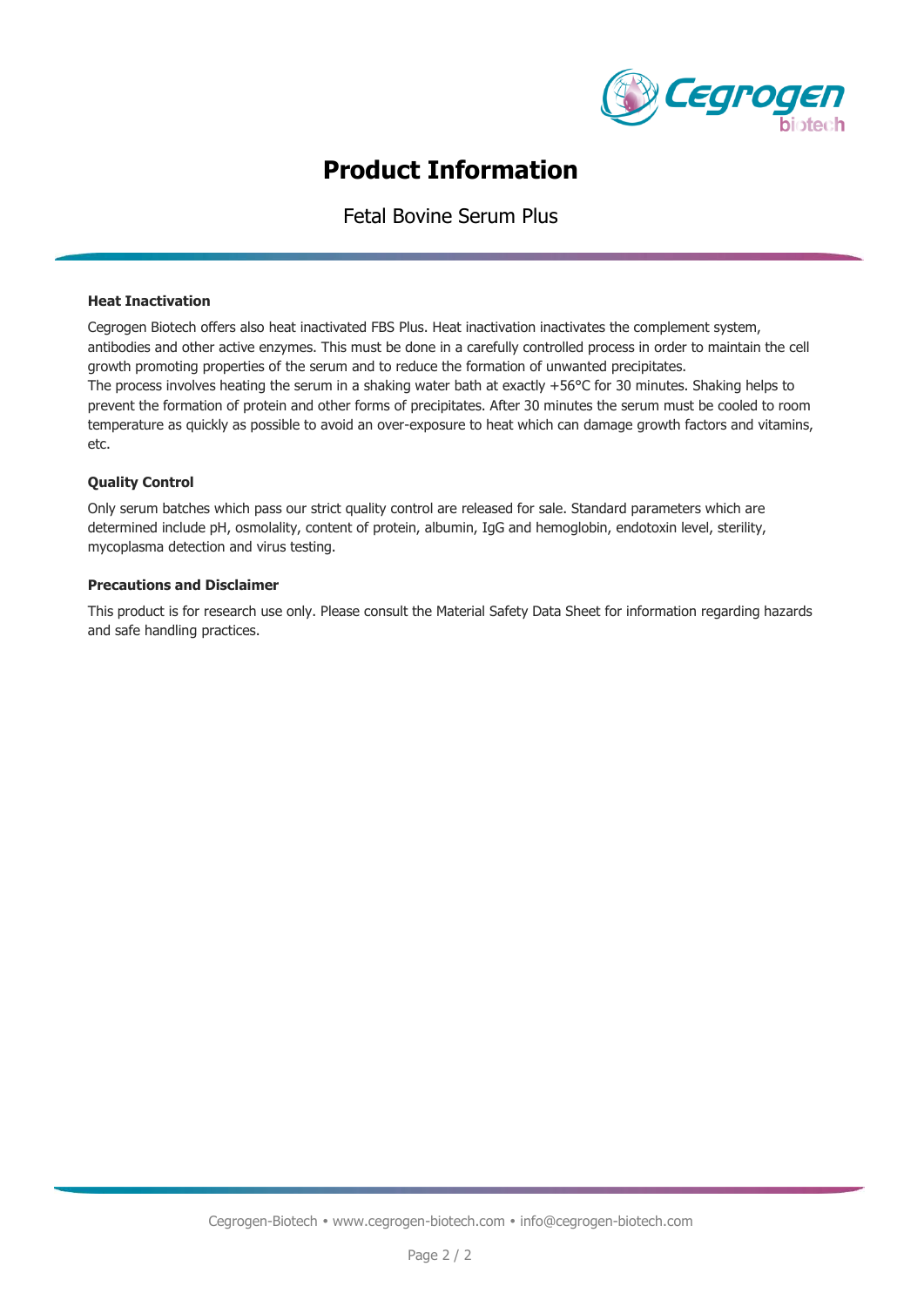# Product Information

Fetal Bovine Serum Plus

### Heat Inactivation

Cegrogen Biotech offers also heat inactivated FBS Plus. Heat inactivation inactivates the complement system, antibodies and other active enzymes. This must be done in a carefully controlled process in order to maintain the cell growth promoting properties of the serum and to reduce the formation of unwanted precipitates.
The process involves heating the serum in a shaking water bath at exactly +56°C for 30 minutes. Shaking helps to prevent the formation of protein and other forms of precipitates. After 30 minutes the serum must be cooled to room temperature as quickly as possible to avoid an over-exposure to heat which can damage growth factors and vitamins, etc.

### Quality Control

Only serum batches which pass our strict quality control are released for sale. Standard parameters which are determined include pH, osmolality, content of protein, albumin, IgG and hemoglobin, endotoxin level, sterility, mycoplasma detection and virus testing.

### Precautions and Disclaimer

This product is for research use only. Please consult the Material Safety Data Sheet for information regarding hazards and safe handling practices.